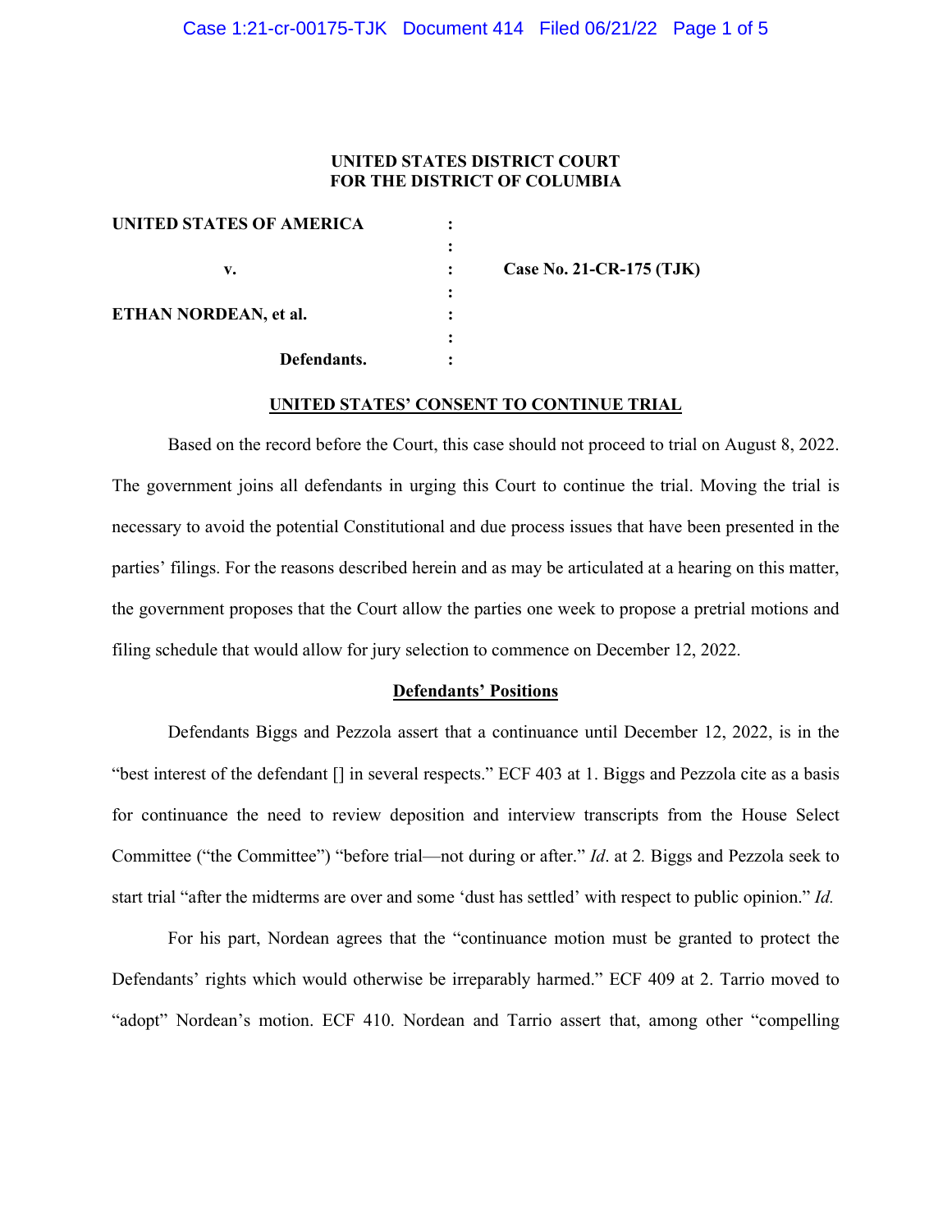**UNITED STATES DISTRICT COURT**
**FOR THE DISTRICT OF COLUMBIA**

| | | |
|---|---|---|
| **UNITED STATES OF AMERICA** | : | |
| | : | |
| **v.** | : | **Case No. 21-CR-175 (TJK)** |
| | : | |
| **ETHAN NORDEAN, et al.** | : | |
| | : | |
| **Defendants.** | : | |

**UNITED STATES' CONSENT TO CONTINUE TRIAL**

Based on the record before the Court, this case should not proceed to trial on August 8, 2022. The government joins all defendants in urging this Court to continue the trial. Moving the trial is necessary to avoid the potential Constitutional and due process issues that have been presented in the parties' filings. For the reasons described herein and as may be articulated at a hearing on this matter, the government proposes that the Court allow the parties one week to propose a pretrial motions and filing schedule that would allow for jury selection to commence on December 12, 2022.

**Defendants' Positions**

Defendants Biggs and Pezzola assert that a continuance until December 12, 2022, is in the "best interest of the defendant [] in several respects." ECF 403 at 1. Biggs and Pezzola cite as a basis for continuance the need to review deposition and interview transcripts from the House Select Committee ("the Committee") "before trial—not during or after." *Id*. at 2*.* Biggs and Pezzola seek to start trial "after the midterms are over and some 'dust has settled' with respect to public opinion." *Id.*

For his part, Nordean agrees that the "continuance motion must be granted to protect the Defendants' rights which would otherwise be irreparably harmed." ECF 409 at 2. Tarrio moved to "adopt" Nordean's motion. ECF 410. Nordean and Tarrio assert that, among other "compelling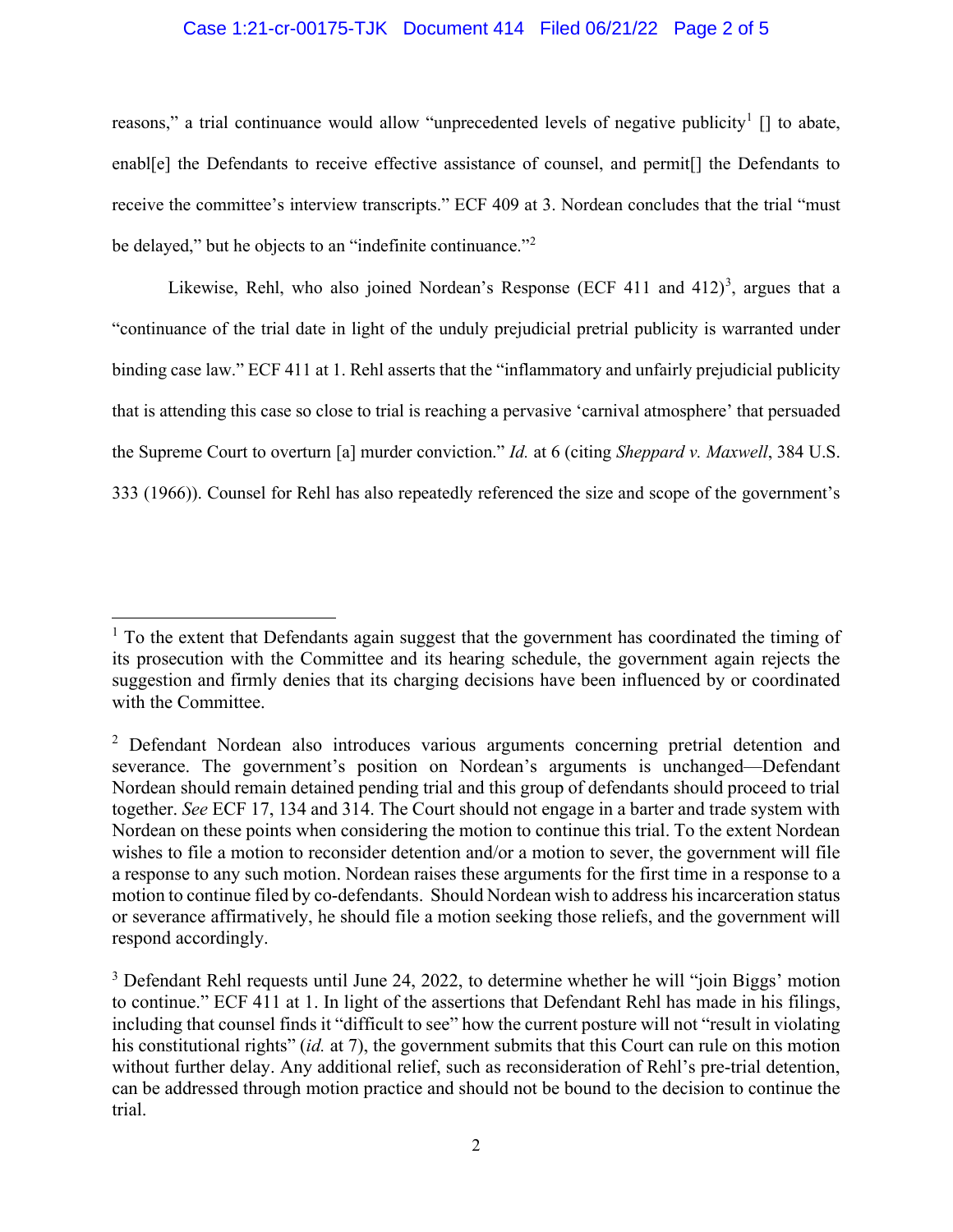reasons," a trial continuance would allow "unprecedented levels of negative publicity[1] [] to abate, enabl[e] the Defendants to receive effective assistance of counsel, and permit[] the Defendants to receive the committee's interview transcripts." ECF 409 at 3. Nordean concludes that the trial "must be delayed," but he objects to an "indefinite continuance."[2]

Likewise, Rehl, who also joined Nordean's Response (ECF 411 and 412)[3], argues that a "continuance of the trial date in light of the unduly prejudicial pretrial publicity is warranted under binding case law." ECF 411 at 1. Rehl asserts that the "inflammatory and unfairly prejudicial publicity that is attending this case so close to trial is reaching a pervasive 'carnival atmosphere' that persuaded the Supreme Court to overturn [a] murder conviction." *Id.* at 6 (citing *Sheppard v. Maxwell*, 384 U.S. 333 (1966)). Counsel for Rehl has also repeatedly referenced the size and scope of the government's

---

[1] To the extent that Defendants again suggest that the government has coordinated the timing of its prosecution with the Committee and its hearing schedule, the government again rejects the suggestion and firmly denies that its charging decisions have been influenced by or coordinated with the Committee.

[2] Defendant Nordean also introduces various arguments concerning pretrial detention and severance. The government's position on Nordean's arguments is unchanged—Defendant Nordean should remain detained pending trial and this group of defendants should proceed to trial together. *See* ECF 17, 134 and 314. The Court should not engage in a barter and trade system with Nordean on these points when considering the motion to continue this trial. To the extent Nordean wishes to file a motion to reconsider detention and/or a motion to sever, the government will file a response to any such motion. Nordean raises these arguments for the first time in a response to a motion to continue filed by co-defendants. Should Nordean wish to address his incarceration status or severance affirmatively, he should file a motion seeking those reliefs, and the government will respond accordingly.

[3] Defendant Rehl requests until June 24, 2022, to determine whether he will "join Biggs' motion to continue." ECF 411 at 1. In light of the assertions that Defendant Rehl has made in his filings, including that counsel finds it "difficult to see" how the current posture will not "result in violating his constitutional rights" (*id.* at 7), the government submits that this Court can rule on this motion without further delay. Any additional relief, such as reconsideration of Rehl's pre-trial detention, can be addressed through motion practice and should not be bound to the decision to continue the trial.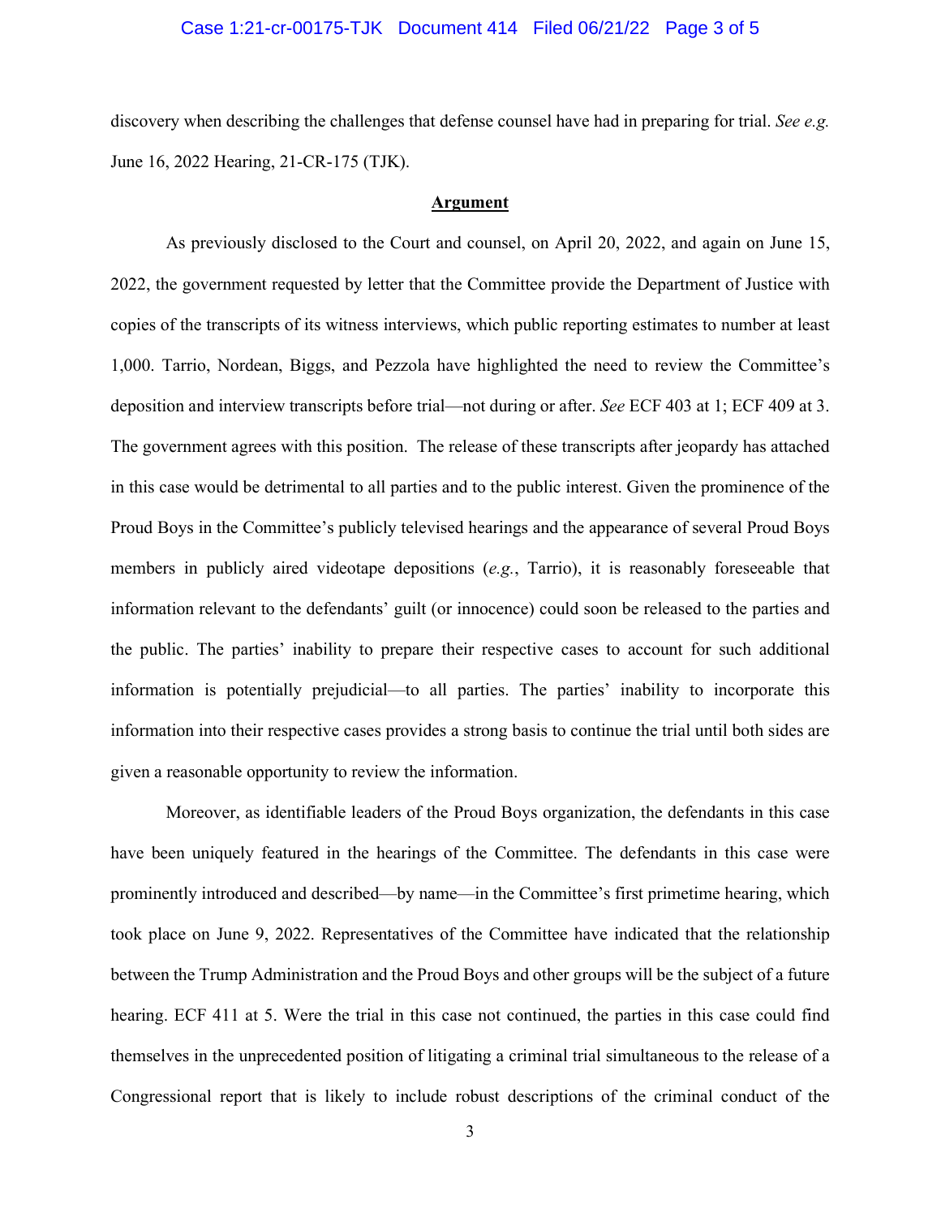discovery when describing the challenges that defense counsel have had in preparing for trial. *See e.g.* June 16, 2022 Hearing, 21-CR-175 (TJK).

**Argument**

As previously disclosed to the Court and counsel, on April 20, 2022, and again on June 15, 2022, the government requested by letter that the Committee provide the Department of Justice with copies of the transcripts of its witness interviews, which public reporting estimates to number at least 1,000. Tarrio, Nordean, Biggs, and Pezzola have highlighted the need to review the Committee's deposition and interview transcripts before trial—not during or after. *See* ECF 403 at 1; ECF 409 at 3. The government agrees with this position. The release of these transcripts after jeopardy has attached in this case would be detrimental to all parties and to the public interest. Given the prominence of the Proud Boys in the Committee's publicly televised hearings and the appearance of several Proud Boys members in publicly aired videotape depositions (*e.g.*, Tarrio), it is reasonably foreseeable that information relevant to the defendants' guilt (or innocence) could soon be released to the parties and the public. The parties' inability to prepare their respective cases to account for such additional information is potentially prejudicial—to all parties. The parties' inability to incorporate this information into their respective cases provides a strong basis to continue the trial until both sides are given a reasonable opportunity to review the information.

Moreover, as identifiable leaders of the Proud Boys organization, the defendants in this case have been uniquely featured in the hearings of the Committee. The defendants in this case were prominently introduced and described—by name—in the Committee's first primetime hearing, which took place on June 9, 2022. Representatives of the Committee have indicated that the relationship between the Trump Administration and the Proud Boys and other groups will be the subject of a future hearing. ECF 411 at 5. Were the trial in this case not continued, the parties in this case could find themselves in the unprecedented position of litigating a criminal trial simultaneous to the release of a Congressional report that is likely to include robust descriptions of the criminal conduct of the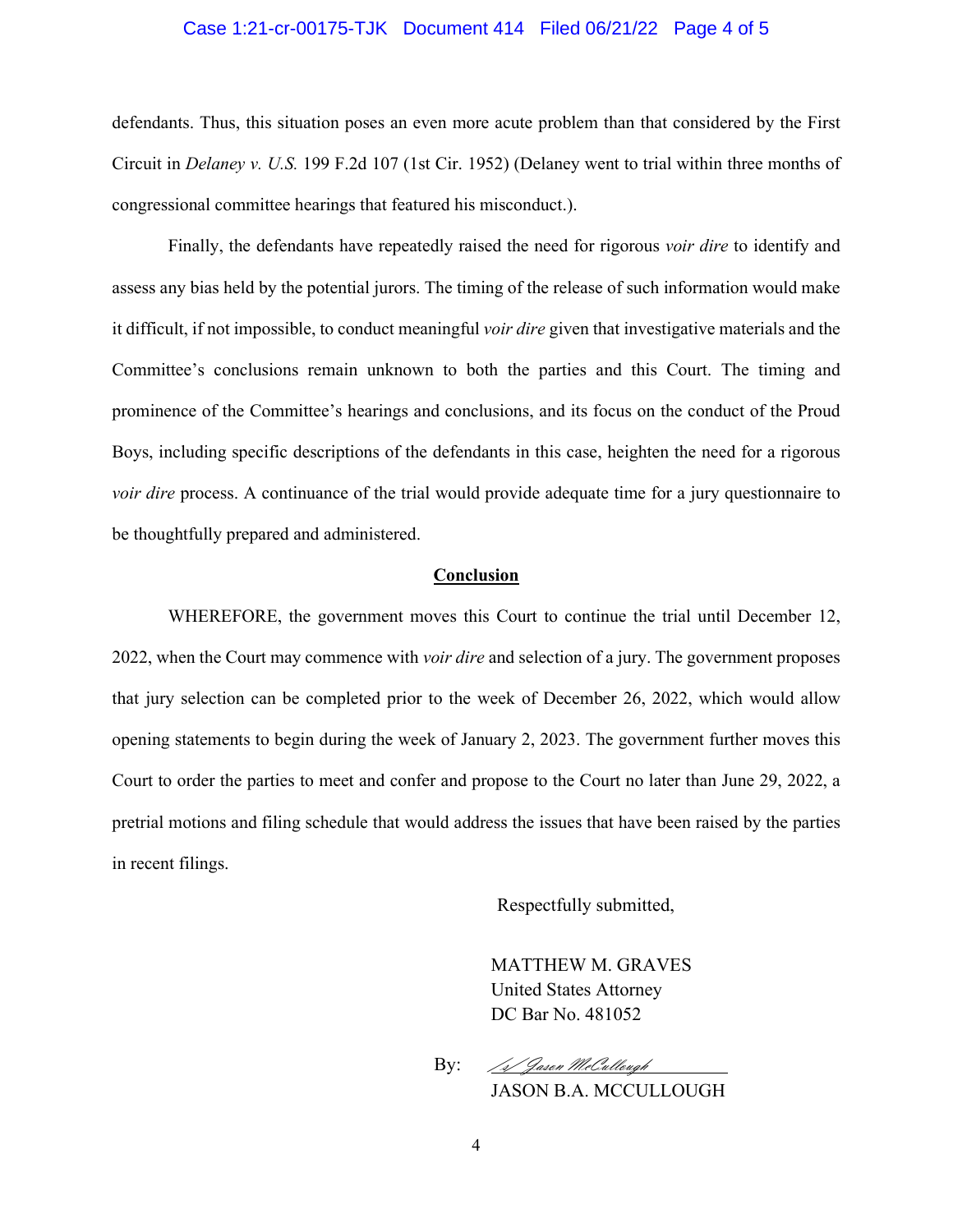defendants. Thus, this situation poses an even more acute problem than that considered by the First Circuit in *Delaney v. U.S.* 199 F.2d 107 (1st Cir. 1952) (Delaney went to trial within three months of congressional committee hearings that featured his misconduct.).

Finally, the defendants have repeatedly raised the need for rigorous *voir dire* to identify and assess any bias held by the potential jurors. The timing of the release of such information would make it difficult, if not impossible, to conduct meaningful *voir dire* given that investigative materials and the Committee's conclusions remain unknown to both the parties and this Court. The timing and prominence of the Committee's hearings and conclusions, and its focus on the conduct of the Proud Boys, including specific descriptions of the defendants in this case, heighten the need for a rigorous *voir dire* process. A continuance of the trial would provide adequate time for a jury questionnaire to be thoughtfully prepared and administered.

**<u>Conclusion</u>**

WHEREFORE, the government moves this Court to continue the trial until December 12, 2022, when the Court may commence with *voir dire* and selection of a jury. The government proposes that jury selection can be completed prior to the week of December 26, 2022, which would allow opening statements to begin during the week of January 2, 2023. The government further moves this Court to order the parties to meet and confer and propose to the Court no later than June 29, 2022, a pretrial motions and filing schedule that would address the issues that have been raised by the parties in recent filings.

Respectfully submitted,

MATTHEW M. GRAVES
United States Attorney
DC Bar No. 481052

By: /s/ Jason McCullough
JASON B.A. MCCULLOUGH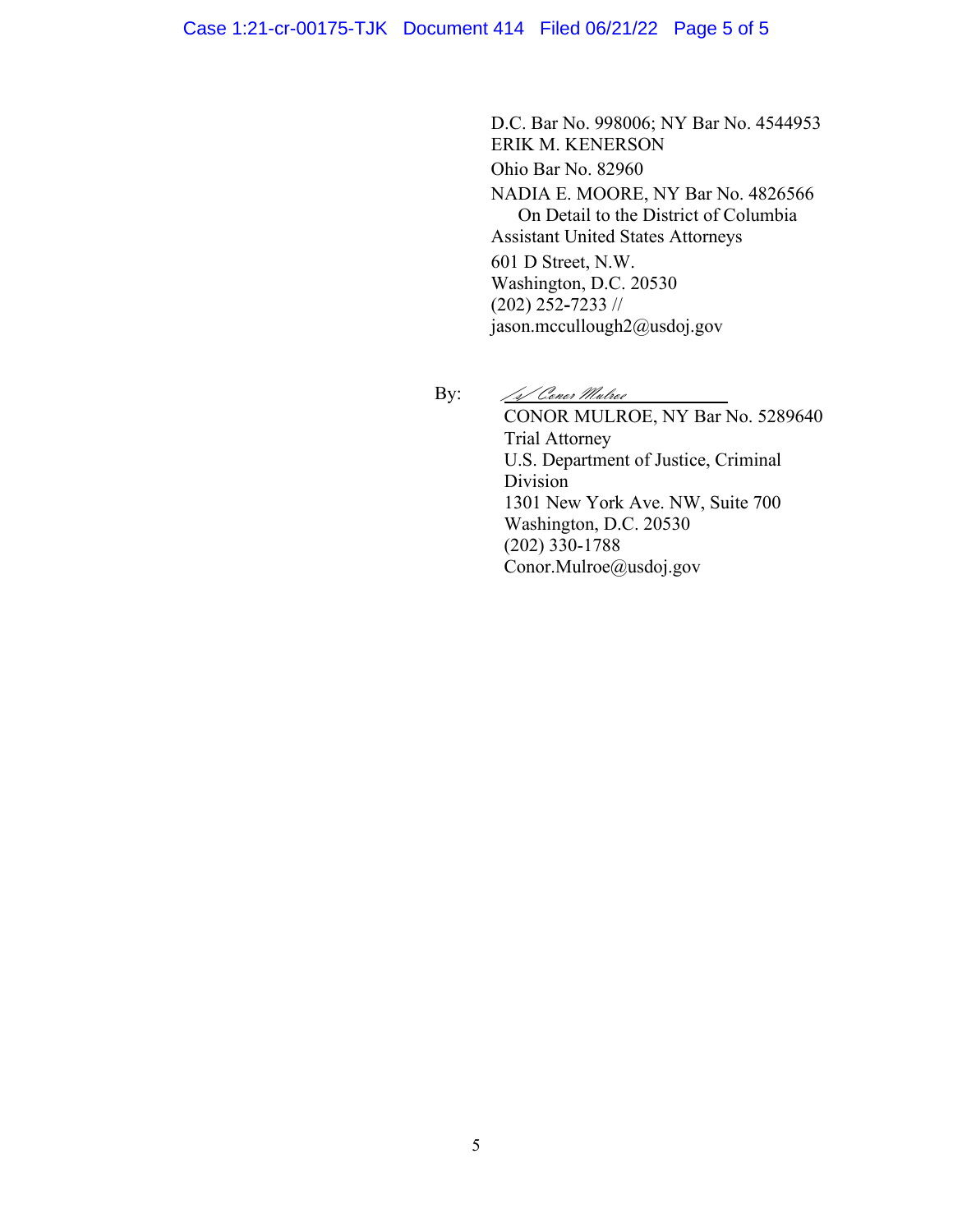D.C. Bar No. 998006; NY Bar No. 4544953
ERIK M. KENERSON
Ohio Bar No. 82960
NADIA E. MOORE, NY Bar No. 4826566
On Detail to the District of Columbia
Assistant United States Attorneys
601 D Street, N.W.
Washington, D.C. 20530
(202) 252-7233 //
jason.mccullough2@usdoj.gov

By: /s/ Conor Mulroe
CONOR MULROE, NY Bar No. 5289640
Trial Attorney
U.S. Department of Justice, Criminal Division
1301 New York Ave. NW, Suite 700
Washington, D.C. 20530
(202) 330-1788
Conor.Mulroe@usdoj.gov